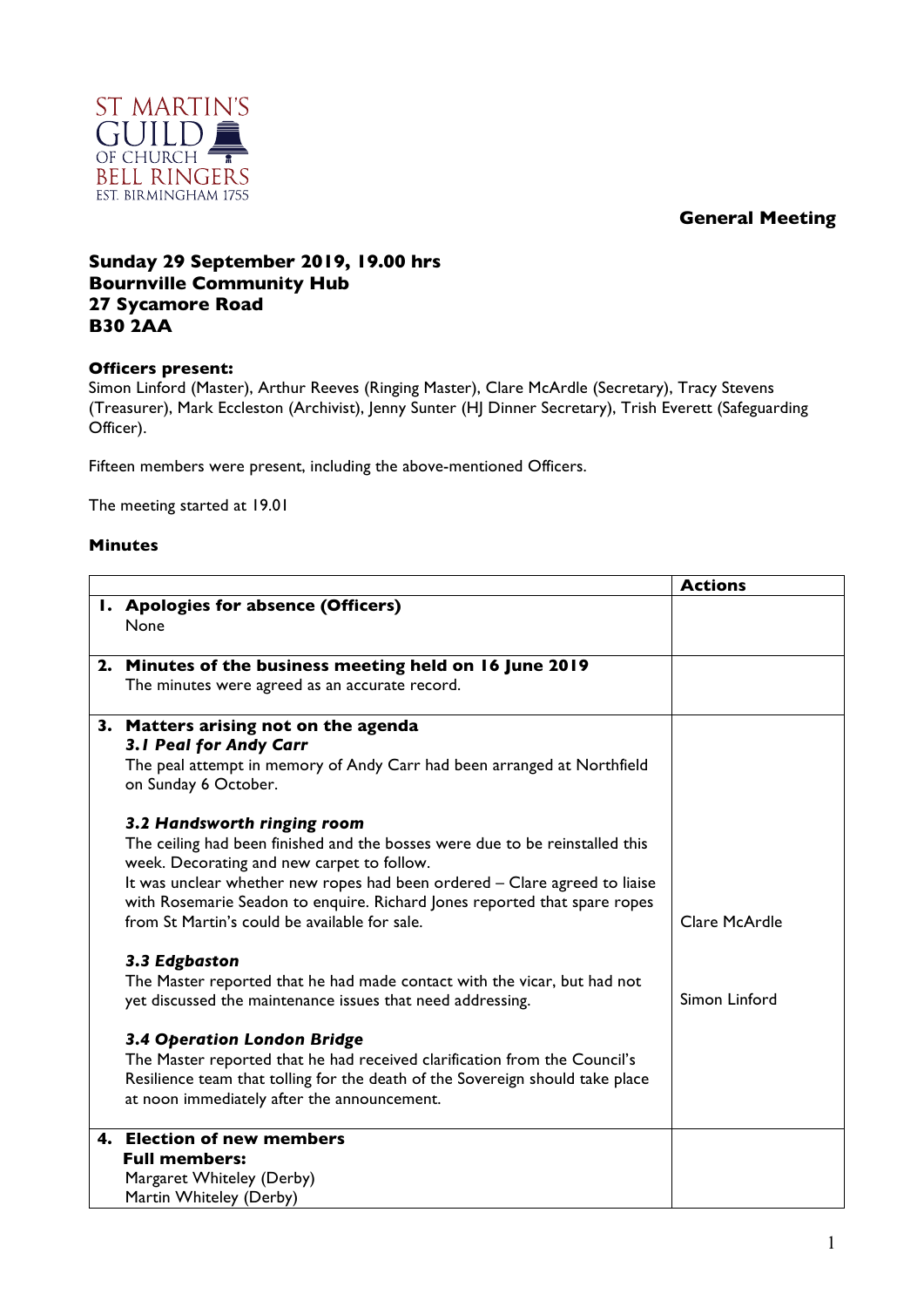ST MARTIN'S GUILD OF CHURCH BELL RINGERS
EST. BIRMINGHAM 1755

**General Meeting**

**Sunday 29 September 2019, 19.00 hrs**
**Bournville Community Hub**
**27 Sycamore Road**
**B30 2AA**

**Officers present:**
Simon Linford (Master), Arthur Reeves (Ringing Master), Clare McArdle (Secretary), Tracy Stevens (Treasurer), Mark Eccleston (Archivist), Jenny Sunter (HJ Dinner Secretary), Trish Everett (Safeguarding Officer).

Fifteen members were present, including the above-mentioned Officers.

The meeting started at 19.01

**Minutes**

| | **Actions** |
|---|---|
| **1. Apologies for absence (Officers)**<br>None | |
| **2. Minutes of the business meeting held on 16 June 2019**<br>The minutes were agreed as an accurate record. | |
| **3. Matters arising not on the agenda**<br>***3.1 Peal for Andy Carr***<br>The peal attempt in memory of Andy Carr had been arranged at Northfield on Sunday 6 October.<br><br>***3.2 Handsworth ringing room***<br>The ceiling had been finished and the bosses were due to be reinstalled this week. Decorating and new carpet to follow.<br>It was unclear whether new ropes had been ordered – Clare agreed to liaise with Rosemarie Seadon to enquire. Richard Jones reported that spare ropes from St Martin's could be available for sale.<br><br>***3.3 Edgbaston***<br>The Master reported that he had made contact with the vicar, but had not yet discussed the maintenance issues that need addressing.<br><br>***3.4 Operation London Bridge***<br>The Master reported that he had received clarification from the Council's Resilience team that tolling for the death of the Sovereign should take place at noon immediately after the announcement. | Clare McArdle<br><br>Simon Linford |
| **4. Election of new members**<br>**Full members:**<br>Margaret Whiteley (Derby)<br>Martin Whiteley (Derby) | |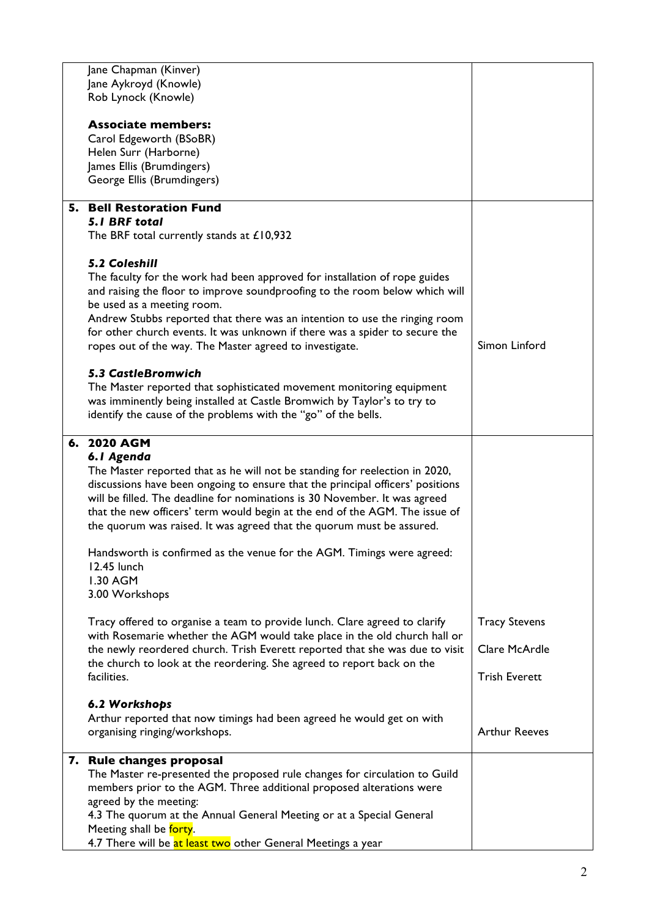| | |
|---|---|
| Jane Chapman (Kinver)<br>Jane Aykroyd (Knowle)<br>Rob Lynock (Knowle)<br><br>**Associate members:**<br>Carol Edgeworth (BSoBR)<br>Helen Surr (Harborne)<br>James Ellis (Brumdingers)<br>George Ellis (Brumdingers) | |
| **5. Bell Restoration Fund**<br>***5.1 BRF total***<br>The BRF total currently stands at £10,932<br><br>***5.2 Coleshill***<br>The faculty for the work had been approved for installation of rope guides and raising the floor to improve soundproofing to the room below which will be used as a meeting room.<br>Andrew Stubbs reported that there was an intention to use the ringing room for other church events. It was unknown if there was a spider to secure the ropes out of the way. The Master agreed to investigate.<br><br>***5.3 CastleBromwich***<br>The Master reported that sophisticated movement monitoring equipment was imminently being installed at Castle Bromwich by Taylor's to try to identify the cause of the problems with the "go" of the bells. | Simon Linford |
| **6. 2020 AGM**<br>***6.1 Agenda***<br>The Master reported that as he will not be standing for reelection in 2020, discussions have been ongoing to ensure that the principal officers' positions will be filled. The deadline for nominations is 30 November. It was agreed that the new officers' term would begin at the end of the AGM. The issue of the quorum was raised. It was agreed that the quorum must be assured.<br><br>Handsworth is confirmed as the venue for the AGM. Timings were agreed:<br>12.45 lunch<br>1.30 AGM<br>3.00 Workshops<br><br>Tracy offered to organise a team to provide lunch. Clare agreed to clarify with Rosemarie whether the AGM would take place in the old church hall or the newly reordered church. Trish Everett reported that she was due to visit the church to look at the reordering. She agreed to report back on the facilities.<br><br>***6.2 Workshops***<br>Arthur reported that now timings had been agreed he would get on with organising ringing/workshops. | Tracy Stevens<br><br>Clare McArdle<br><br>Trish Everett<br><br>Arthur Reeves |
| **7. Rule changes proposal**<br>The Master re-presented the proposed rule changes for circulation to Guild members prior to the AGM. Three additional proposed alterations were agreed by the meeting:<br>4.3 The quorum at the Annual General Meeting or at a Special General Meeting shall be forty.<br>4.7 There will be at least two other General Meetings a year | |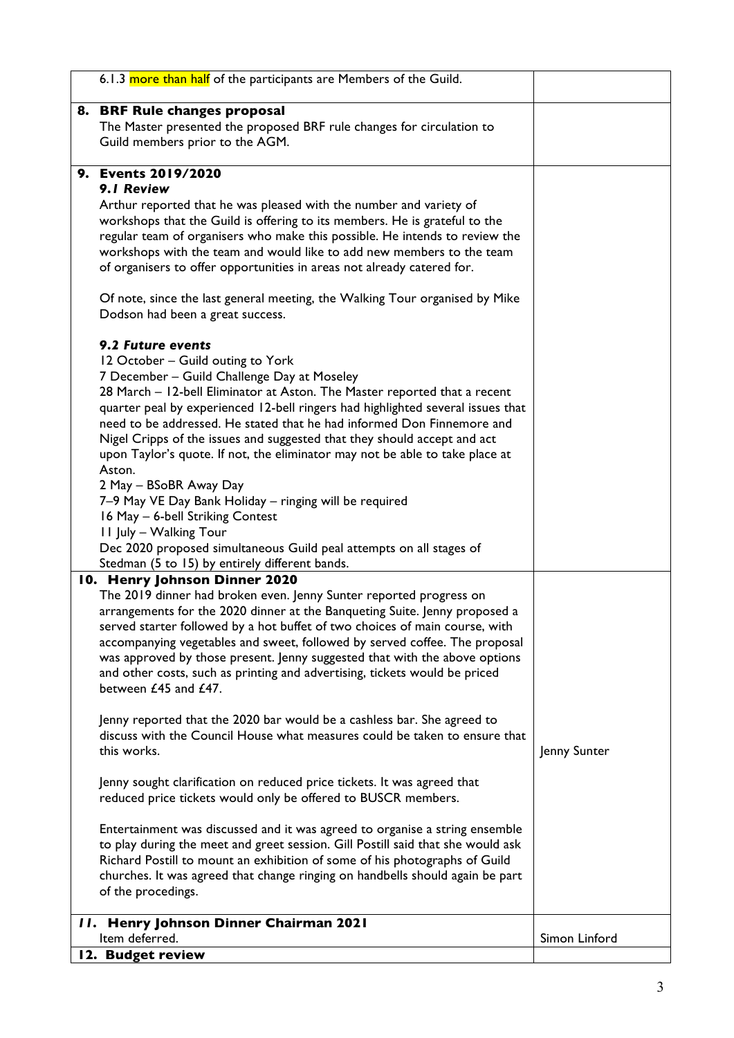| | |
|---|---|
| 6.1.3 more than half of the participants are Members of the Guild. | |
| **8. BRF Rule changes proposal**<br>The Master presented the proposed BRF rule changes for circulation to Guild members prior to the AGM. | |
| **9. Events 2019/2020**<br>***9.1 Review***<br>Arthur reported that he was pleased with the number and variety of workshops that the Guild is offering to its members. He is grateful to the regular team of organisers who make this possible. He intends to review the workshops with the team and would like to add new members to the team of organisers to offer opportunities in areas not already catered for.<br><br>Of note, since the last general meeting, the Walking Tour organised by Mike Dodson had been a great success.<br><br>***9.2 Future events***<br>12 October – Guild outing to York<br>7 December – Guild Challenge Day at Moseley<br>28 March – 12-bell Eliminator at Aston. The Master reported that a recent quarter peal by experienced 12-bell ringers had highlighted several issues that need to be addressed. He stated that he had informed Don Finnemore and Nigel Cripps of the issues and suggested that they should accept and act upon Taylor's quote. If not, the eliminator may not be able to take place at Aston.<br>2 May – BSoBR Away Day<br>7–9 May VE Day Bank Holiday – ringing will be required<br>16 May – 6-bell Striking Contest<br>11 July – Walking Tour<br>Dec 2020 proposed simultaneous Guild peal attempts on all stages of Stedman (5 to 15) by entirely different bands. | |
| **10. Henry Johnson Dinner 2020**<br>The 2019 dinner had broken even. Jenny Sunter reported progress on arrangements for the 2020 dinner at the Banqueting Suite. Jenny proposed a served starter followed by a hot buffet of two choices of main course, with accompanying vegetables and sweet, followed by served coffee. The proposal was approved by those present. Jenny suggested that with the above options and other costs, such as printing and advertising, tickets would be priced between £45 and £47.<br><br>Jenny reported that the 2020 bar would be a cashless bar. She agreed to discuss with the Council House what measures could be taken to ensure that this works.<br><br>Jenny sought clarification on reduced price tickets. It was agreed that reduced price tickets would only be offered to BUSCR members.<br><br>Entertainment was discussed and it was agreed to organise a string ensemble to play during the meet and greet session. Gill Postill said that she would ask Richard Postill to mount an exhibition of some of his photographs of Guild churches. It was agreed that change ringing on handbells should again be part of the procedings. | Jenny Sunter |
| ***11. Henry Johnson Dinner Chairman 2021***<br>Item deferred. | Simon Linford |
| **12. Budget review** | |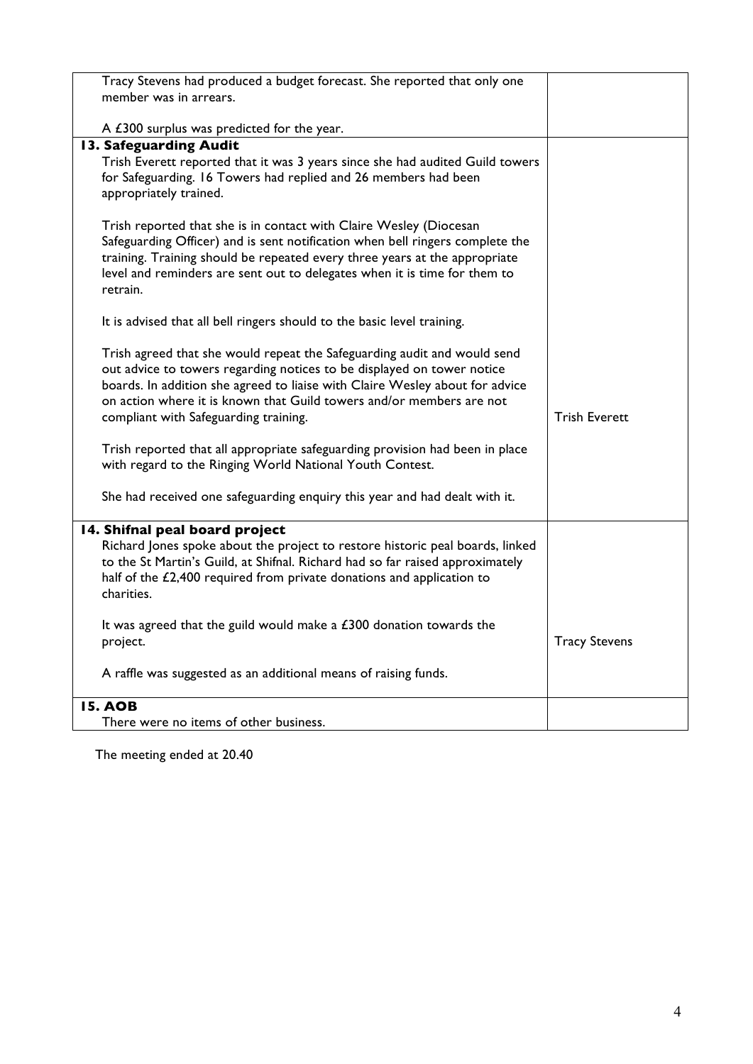| | |
|---|---|
| Tracy Stevens had produced a budget forecast. She reported that only one member was in arrears.<br><br>A £300 surplus was predicted for the year. | |
| **13. Safeguarding Audit**<br>Trish Everett reported that it was 3 years since she had audited Guild towers for Safeguarding. 16 Towers had replied and 26 members had been appropriately trained.<br><br>Trish reported that she is in contact with Claire Wesley (Diocesan Safeguarding Officer) and is sent notification when bell ringers complete the training. Training should be repeated every three years at the appropriate level and reminders are sent out to delegates when it is time for them to retrain.<br><br>It is advised that all bell ringers should to the basic level training.<br><br>Trish agreed that she would repeat the Safeguarding audit and would send out advice to towers regarding notices to be displayed on tower notice boards. In addition she agreed to liaise with Claire Wesley about for advice on action where it is known that Guild towers and/or members are not compliant with Safeguarding training.<br><br>Trish reported that all appropriate safeguarding provision had been in place with regard to the Ringing World National Youth Contest.<br><br>She had received one safeguarding enquiry this year and had dealt with it. | Trish Everett |
| **14. Shifnal peal board project**<br>Richard Jones spoke about the project to restore historic peal boards, linked to the St Martin's Guild, at Shifnal. Richard had so far raised approximately half of the £2,400 required from private donations and application to charities.<br><br>It was agreed that the guild would make a £300 donation towards the project.<br><br>A raffle was suggested as an additional means of raising funds. | Tracy Stevens |
| **15. AOB**<br>There were no items of other business. | |

The meeting ended at 20.40